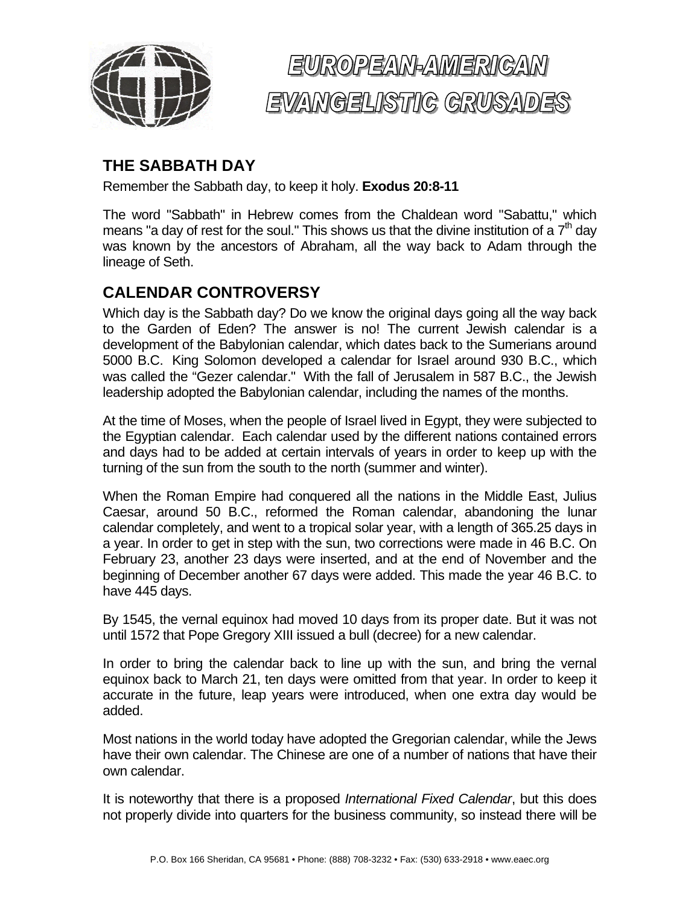# EUROPEAN-AMERICAN EVANGELISTIC CRUSADES

## THE SABBATH DAY

Remember the Sabbath day, to keep it holy. **Exodus 20:8-11**

The word "Sabbath" in Hebrew comes from the Chaldean word "Sabattu," which means "a day of rest for the soul." This shows us that the divine institution of a 7th day was known by the ancestors of Abraham, all the way back to Adam through the lineage of Seth.

## CALENDAR CONTROVERSY

Which day is the Sabbath day? Do we know the original days going all the way back to the Garden of Eden? The answer is no! The current Jewish calendar is a development of the Babylonian calendar, which dates back to the Sumerians around 5000 B.C. King Solomon developed a calendar for Israel around 930 B.C., which was called the "Gezer calendar." With the fall of Jerusalem in 587 B.C., the Jewish leadership adopted the Babylonian calendar, including the names of the months.

At the time of Moses, when the people of Israel lived in Egypt, they were subjected to the Egyptian calendar. Each calendar used by the different nations contained errors and days had to be added at certain intervals of years in order to keep up with the turning of the sun from the south to the north (summer and winter).

When the Roman Empire had conquered all the nations in the Middle East, Julius Caesar, around 50 B.C., reformed the Roman calendar, abandoning the lunar calendar completely, and went to a tropical solar year, with a length of 365.25 days in a year. In order to get in step with the sun, two corrections were made in 46 B.C. On February 23, another 23 days were inserted, and at the end of November and the beginning of December another 67 days were added. This made the year 46 B.C. to have 445 days.

By 1545, the vernal equinox had moved 10 days from its proper date. But it was not until 1572 that Pope Gregory XIII issued a bull (decree) for a new calendar.

In order to bring the calendar back to line up with the sun, and bring the vernal equinox back to March 21, ten days were omitted from that year. In order to keep it accurate in the future, leap years were introduced, when one extra day would be added.

Most nations in the world today have adopted the Gregorian calendar, while the Jews have their own calendar. The Chinese are one of a number of nations that have their own calendar.

It is noteworthy that there is a proposed *International Fixed Calendar*, but this does not properly divide into quarters for the business community, so instead there will be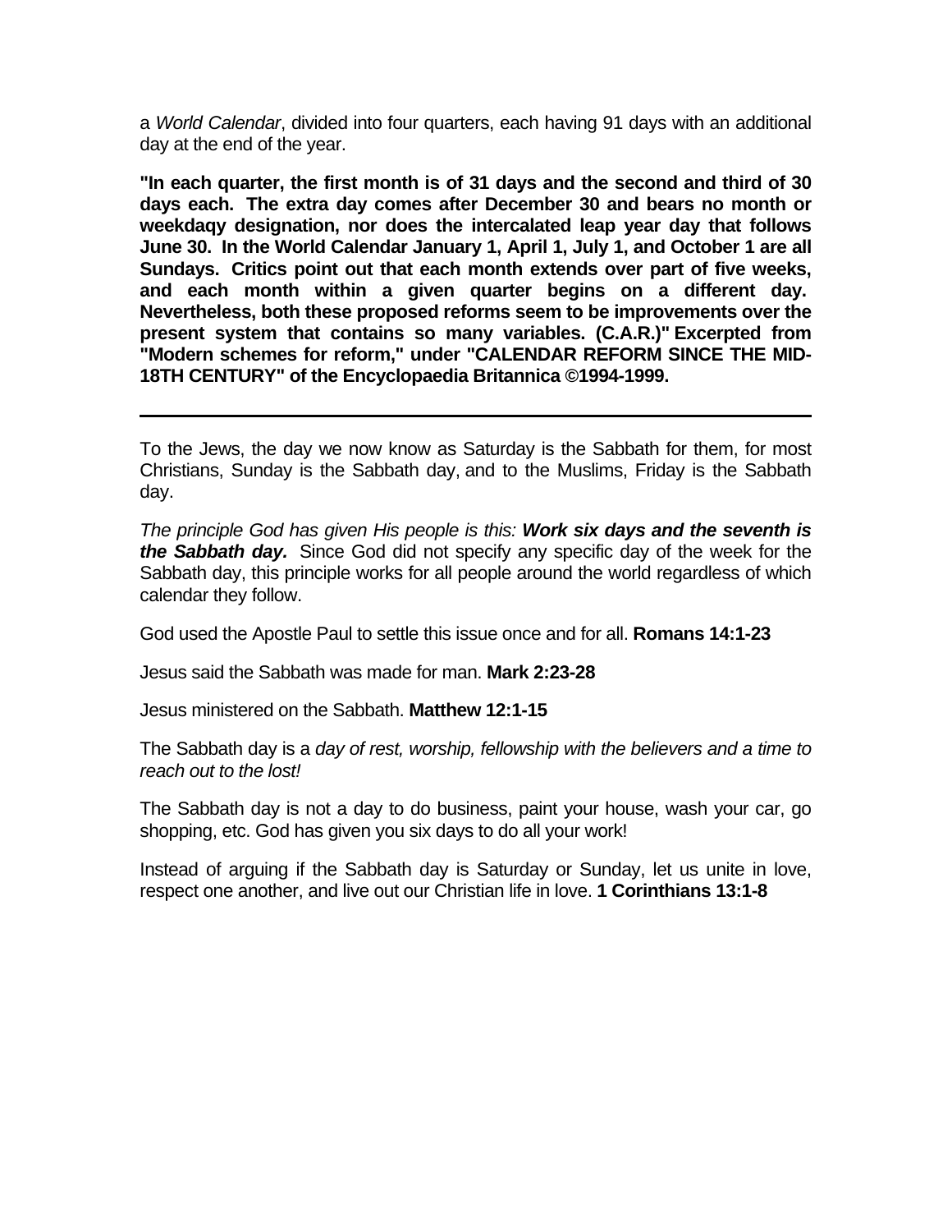a *World Calendar*, divided into four quarters, each having 91 days with an additional day at the end of the year.

**"In each quarter, the first month is of 31 days and the second and third of 30 days each. The extra day comes after December 30 and bears no month or weekdaqy designation, nor does the intercalated leap year day that follows June 30. In the World Calendar January 1, April 1, July 1, and October 1 are all Sundays. Critics point out that each month extends over part of five weeks, and each month within a given quarter begins on a different day. Nevertheless, both these proposed reforms seem to be improvements over the present system that contains so many variables. (C.A.R.)" Excerpted from "Modern schemes for reform," under "CALENDAR REFORM SINCE THE MID-18TH CENTURY" of the Encyclopaedia Britannica ©1994-1999.**

---

To the Jews, the day we now know as Saturday is the Sabbath for them, for most Christians, Sunday is the Sabbath day, and to the Muslims, Friday is the Sabbath day.

*The principle God has given His people is this:* ***Work six days and the seventh is the Sabbath day.*** Since God did not specify any specific day of the week for the Sabbath day, this principle works for all people around the world regardless of which calendar they follow.

God used the Apostle Paul to settle this issue once and for all. **Romans 14:1-23**

Jesus said the Sabbath was made for man. **Mark 2:23-28**

Jesus ministered on the Sabbath. **Matthew 12:1-15**

The Sabbath day is a *day of rest, worship, fellowship with the believers and a time to reach out to the lost!*

The Sabbath day is not a day to do business, paint your house, wash your car, go shopping, etc. God has given you six days to do all your work!

Instead of arguing if the Sabbath day is Saturday or Sunday, let us unite in love, respect one another, and live out our Christian life in love. **1 Corinthians 13:1-8**